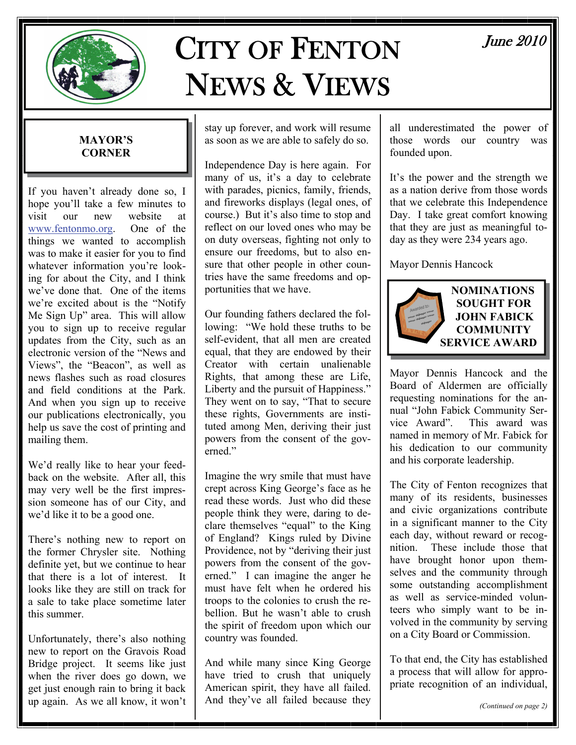# City of Fenton News & Views

*June 2010*

## MAYOR'S CORNER

If you haven't already done so, I hope you'll take a few minutes to visit our new website at www.fentonmo.org. One of the things we wanted to accomplish was to make it easier for you to find whatever information you're looking for about the City, and I think we've done that. One of the items we're excited about is the "Notify Me Sign Up" area. This will allow you to sign up to receive regular updates from the City, such as an electronic version of the "News and Views", the "Beacon", as well as news flashes such as road closures and field conditions at the Park. And when you sign up to receive our publications electronically, you help us save the cost of printing and mailing them.

We'd really like to hear your feedback on the website. After all, this may very well be the first impression someone has of our City, and we'd like it to be a good one.

There's nothing new to report on the former Chrysler site. Nothing definite yet, but we continue to hear that there is a lot of interest. It looks like they are still on track for a sale to take place sometime later this summer.

Unfortunately, there's also nothing new to report on the Gravois Road Bridge project. It seems like just when the river does go down, we get just enough rain to bring it back up again. As we all know, it won't stay up forever, and work will resume as soon as we are able to safely do so.

Independence Day is here again. For many of us, it's a day to celebrate with parades, picnics, family, friends, and fireworks displays (legal ones, of course.) But it's also time to stop and reflect on our loved ones who may be on duty overseas, fighting not only to ensure our freedoms, but to also ensure that other people in other countries have the same freedoms and opportunities that we have.

Our founding fathers declared the following: "We hold these truths to be self-evident, that all men are created equal, that they are endowed by their Creator with certain unalienable Rights, that among these are Life, Liberty and the pursuit of Happiness." They went on to say, "That to secure these rights, Governments are instituted among Men, deriving their just powers from the consent of the governed."

Imagine the wry smile that must have crept across King George's face as he read these words. Just who did these people think they were, daring to declare themselves "equal" to the King of England? Kings ruled by Divine Providence, not by "deriving their just powers from the consent of the governed." I can imagine the anger he must have felt when he ordered his troops to the colonies to crush the rebellion. But he wasn't able to crush the spirit of freedom upon which our country was founded.

And while many since King George have tried to crush that uniquely American spirit, they have all failed. And they've all failed because they all underestimated the power of those words our country was founded upon.

It's the power and the strength we as a nation derive from those words that we celebrate this Independence Day. I take great comfort knowing that they are just as meaningful today as they were 234 years ago.

Mayor Dennis Hancock

## NOMINATIONS SOUGHT FOR JOHN FABICK COMMUNITY SERVICE AWARD

Mayor Dennis Hancock and the Board of Aldermen are officially requesting nominations for the annual "John Fabick Community Service Award". This award was named in memory of Mr. Fabick for his dedication to our community and his corporate leadership.

The City of Fenton recognizes that many of its residents, businesses and civic organizations contribute in a significant manner to the City each day, without reward or recognition. These include those that have brought honor upon themselves and the community through some outstanding accomplishment as well as service-minded volunteers who simply want to be involved in the community by serving on a City Board or Commission.

To that end, the City has established a process that will allow for appropriate recognition of an individual,

*(Continued on page 2)*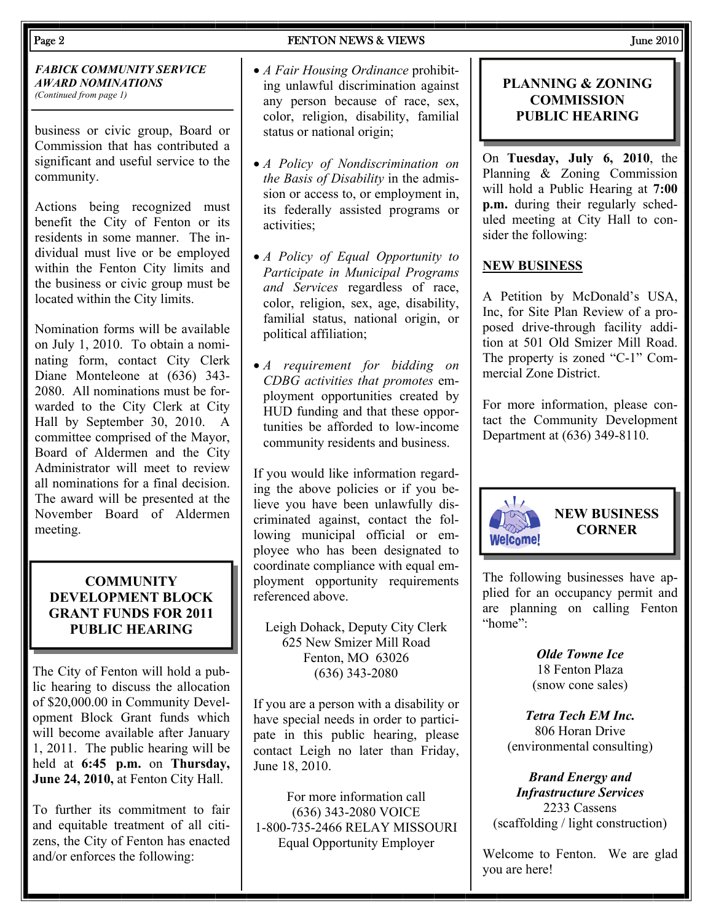***FABICK COMMUNITY SERVICE AWARD NOMINATIONS***
*(Continued from page 1)*

business or civic group, Board or Commission that has contributed a significant and useful service to the community.

Actions being recognized must benefit the City of Fenton or its residents in some manner. The individual must live or be employed within the Fenton City limits and the business or civic group must be located within the City limits.

Nomination forms will be available on July 1, 2010. To obtain a nominating form, contact City Clerk Diane Monteleone at (636) 343-2080. All nominations must be forwarded to the City Clerk at City Hall by September 30, 2010. A committee comprised of the Mayor, Board of Aldermen and the City Administrator will meet to review all nominations for a final decision. The award will be presented at the November Board of Aldermen meeting.

## COMMUNITY DEVELOPMENT BLOCK GRANT FUNDS FOR 2011 PUBLIC HEARING

The City of Fenton will hold a public hearing to discuss the allocation of $20,000.00 in Community Development Block Grant funds which will become available after January 1, 2011. The public hearing will be held at **6:45 p.m.** on **Thursday, June 24, 2010,** at Fenton City Hall.

To further its commitment to fair and equitable treatment of all citizens, the City of Fenton has enacted and/or enforces the following:

- *A Fair Housing Ordinance* prohibiting unlawful discrimination against any person because of race, sex, color, religion, disability, familial status or national origin;
- *A Policy of Nondiscrimination on the Basis of Disability* in the admission or access to, or employment in, its federally assisted programs or activities;
- *A Policy of Equal Opportunity to Participate in Municipal Programs and Services* regardless of race, color, religion, sex, age, disability, familial status, national origin, or political affiliation;
- *A requirement for bidding on CDBG activities that promotes* employment opportunities created by HUD funding and that these opportunities be afforded to low-income community residents and business.

If you would like information regarding the above policies or if you believe you have been unlawfully discriminated against, contact the following municipal official or employee who has been designated to coordinate compliance with equal employment opportunity requirements referenced above.

Leigh Dohack, Deputy City Clerk
625 New Smizer Mill Road
Fenton, MO 63026
(636) 343-2080

If you are a person with a disability or have special needs in order to participate in this public hearing, please contact Leigh no later than Friday, June 18, 2010.

For more information call
(636) 343-2080 VOICE
1-800-735-2466 RELAY MISSOURI
Equal Opportunity Employer

## PLANNING & ZONING COMMISSION PUBLIC HEARING

On **Tuesday, July 6, 2010**, the Planning & Zoning Commission will hold a Public Hearing at **7:00 p.m.** during their regularly scheduled meeting at City Hall to consider the following:

**NEW BUSINESS**

A Petition by McDonald's USA, Inc, for Site Plan Review of a proposed drive-through facility addition at 501 Old Smizer Mill Road. The property is zoned "C-1" Commercial Zone District.

For more information, please contact the Community Development Department at (636) 349-8110.

## NEW BUSINESS CORNER

The following businesses have applied for an occupancy permit and are planning on calling Fenton "home":

***Olde Towne Ice***
18 Fenton Plaza
(snow cone sales)

***Tetra Tech EM Inc.***
806 Horan Drive
(environmental consulting)

***Brand Energy and Infrastructure Services***
2233 Cassens
(scaffolding / light construction)

Welcome to Fenton. We are glad you are here!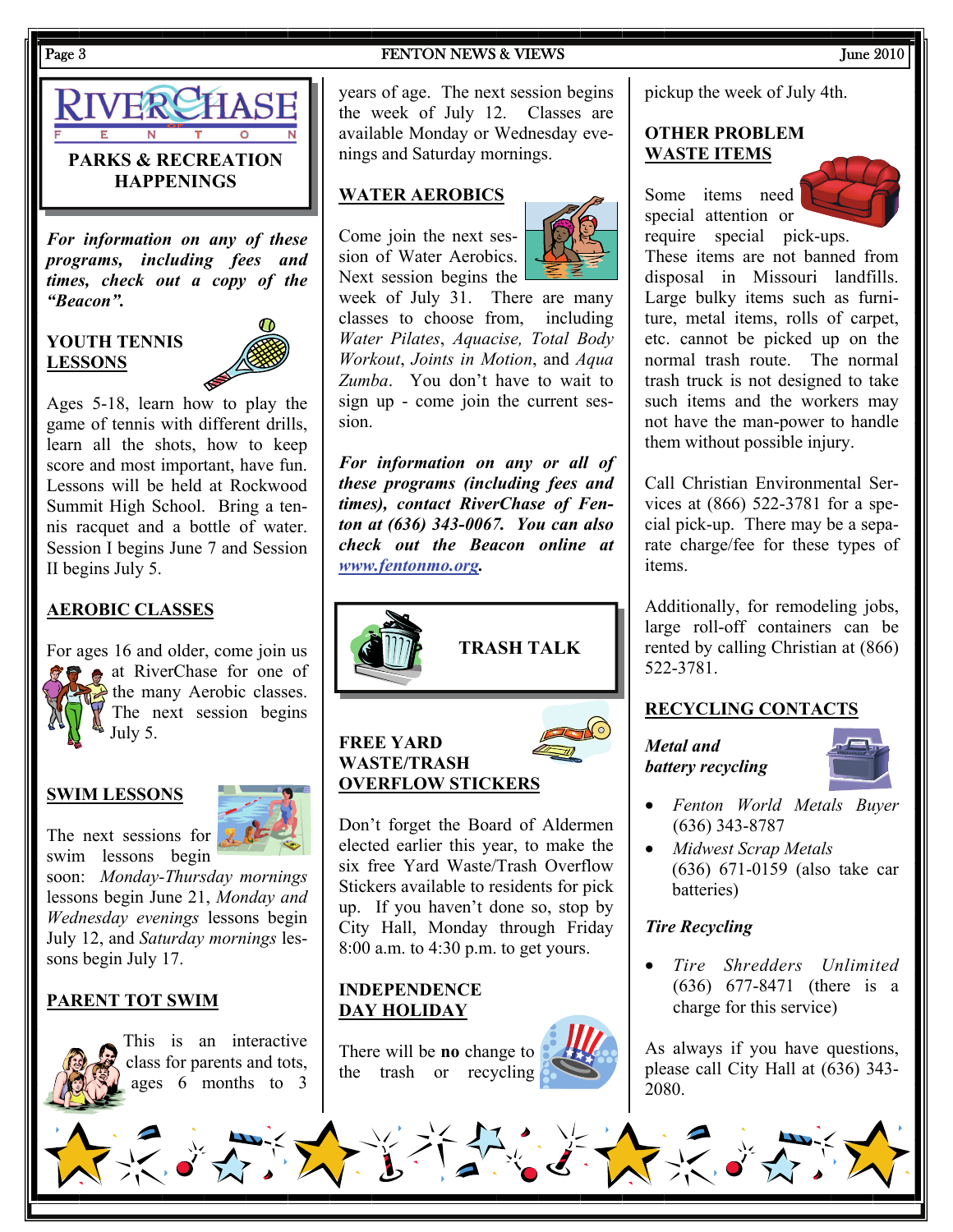# RIVERCHASE OF FENTON

## PARKS & RECREATION HAPPENINGS

***For information on any of these programs, including fees and times, check out a copy of the "Beacon".***

### YOUTH TENNIS LESSONS

Ages 5-18, learn how to play the game of tennis with different drills, learn all the shots, how to keep score and most important, have fun. Lessons will be held at Rockwood Summit High School. Bring a tennis racquet and a bottle of water. Session I begins June 7 and Session II begins July 5.

### AEROBIC CLASSES

For ages 16 and older, come join us at RiverChase for one of the many Aerobic classes. The next session begins July 5.

### SWIM LESSONS

The next sessions for swim lessons begin soon: *Monday-Thursday mornings* lessons begin June 21, *Monday and Wednesday evenings* lessons begin July 12, and *Saturday mornings* lessons begin July 17.

### PARENT TOT SWIM

This is an interactive class for parents and tots, ages 6 months to 3 years of age. The next session begins the week of July 12. Classes are available Monday or Wednesday evenings and Saturday mornings.

### WATER AEROBICS

Come join the next session of Water Aerobics. Next session begins the week of July 31. There are many classes to choose from, including *Water Pilates*, *Aquacise, Total Body Workout*, *Joints in Motion*, and *Aqua Zumba*. You don't have to wait to sign up - come join the current session.

***For information on any or all of these programs (including fees and times), contact RiverChase of Fenton at (636) 343-0067. You can also check out the Beacon online at www.fentonmo.org.***

## TRASH TALK

### FREE YARD WASTE/TRASH OVERFLOW STICKERS

Don't forget the Board of Aldermen elected earlier this year, to make the six free Yard Waste/Trash Overflow Stickers available to residents for pick up. If you haven't done so, stop by City Hall, Monday through Friday 8:00 a.m. to 4:30 p.m. to get yours.

### INDEPENDENCE DAY HOLIDAY

There will be **no** change to the trash or recycling pickup the week of July 4th.

### OTHER PROBLEM WASTE ITEMS

Some items need special attention or require special pick-ups. These items are not banned from disposal in Missouri landfills. Large bulky items such as furniture, metal items, rolls of carpet, etc. cannot be picked up on the normal trash route. The normal trash truck is not designed to take such items and the workers may not have the man-power to handle them without possible injury.

Call Christian Environmental Services at (866) 522-3781 for a special pick-up. There may be a separate charge/fee for these types of items.

Additionally, for remodeling jobs, large roll-off containers can be rented by calling Christian at (866) 522-3781.

### RECYCLING CONTACTS

***Metal and battery recycling***

- *Fenton World Metals Buyer* (636) 343-8787
- *Midwest Scrap Metals* (636) 671-0159 (also take car batteries)

***Tire Recycling***

- *Tire Shredders Unlimited* (636) 677-8471 (there is a charge for this service)

As always if you have questions, please call City Hall at (636) 343-2080.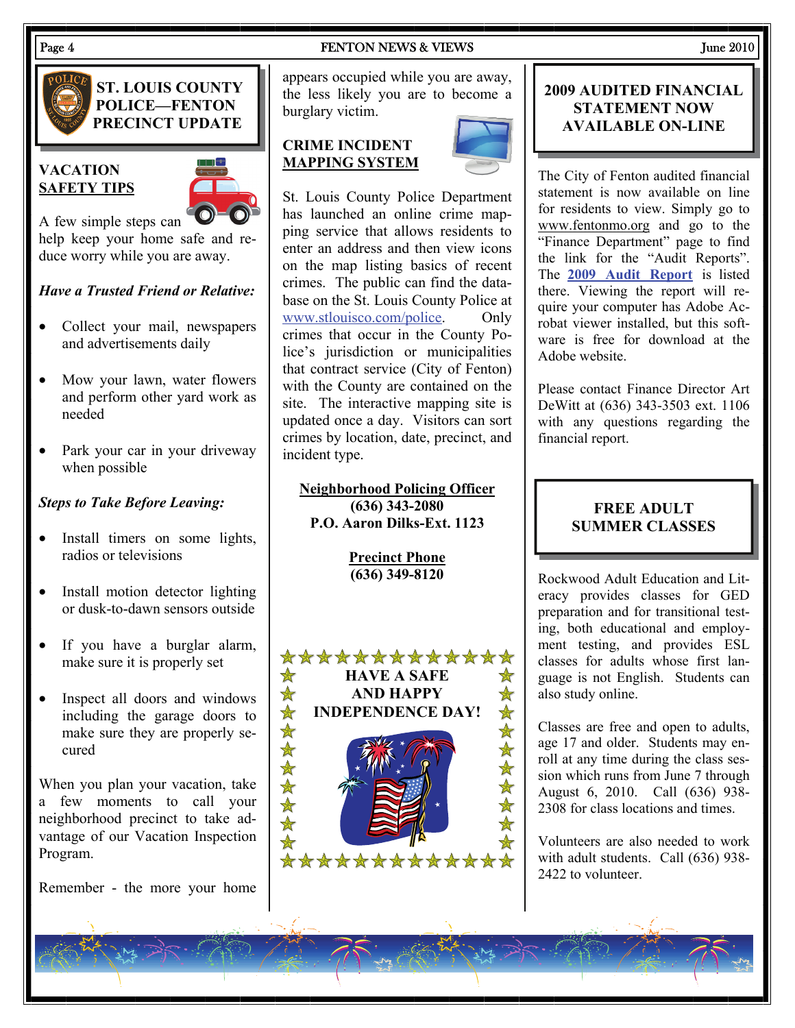## ST. LOUIS COUNTY POLICE—FENTON PRECINCT UPDATE

### VACATION SAFETY TIPS

A few simple steps can help keep your home safe and reduce worry while you are away.

***Have a Trusted Friend or Relative:***

- Collect your mail, newspapers and advertisements daily
- Mow your lawn, water flowers and perform other yard work as needed
- Park your car in your driveway when possible

***Steps to Take Before Leaving:***

- Install timers on some lights, radios or televisions
- Install motion detector lighting or dusk-to-dawn sensors outside
- If you have a burglar alarm, make sure it is properly set
- Inspect all doors and windows including the garage doors to make sure they are properly secured

When you plan your vacation, take a few moments to call your neighborhood precinct to take advantage of our Vacation Inspection Program.

Remember - the more your home appears occupied while you are away, the less likely you are to become a burglary victim.

### CRIME INCIDENT MAPPING SYSTEM

St. Louis County Police Department has launched an online crime mapping service that allows residents to enter an address and then view icons on the map listing basics of recent crimes. The public can find the database on the St. Louis County Police at www.stlouisco.com/police. Only crimes that occur in the County Police's jurisdiction or municipalities that contract service (City of Fenton) with the County are contained on the site. The interactive mapping site is updated once a day. Visitors can sort crimes by location, date, precinct, and incident type.

**Neighborhood Policing Officer**
**(636) 343-2080**
**P.O. Aaron Dilks-Ext. 1123**

**Precinct Phone**
**(636) 349-8120**

**HAVE A SAFE AND HAPPY INDEPENDENCE DAY!**

## 2009 AUDITED FINANCIAL STATEMENT NOW AVAILABLE ON-LINE

The City of Fenton audited financial statement is now available on line for residents to view. Simply go to www.fentonmo.org and go to the "Finance Department" page to find the link for the "Audit Reports". The **2009 Audit Report** is listed there. Viewing the report will require your computer has Adobe Acrobat viewer installed, but this software is free for download at the Adobe website.

Please contact Finance Director Art DeWitt at (636) 343-3503 ext. 1106 with any questions regarding the financial report.

## FREE ADULT SUMMER CLASSES

Rockwood Adult Education and Literacy provides classes for GED preparation and for transitional testing, both educational and employment testing, and provides ESL classes for adults whose first language is not English. Students can also study online.

Classes are free and open to adults, age 17 and older. Students may enroll at any time during the class session which runs from June 7 through August 6, 2010. Call (636) 938-2308 for class locations and times.

Volunteers are also needed to work with adult students. Call (636) 938-2422 to volunteer.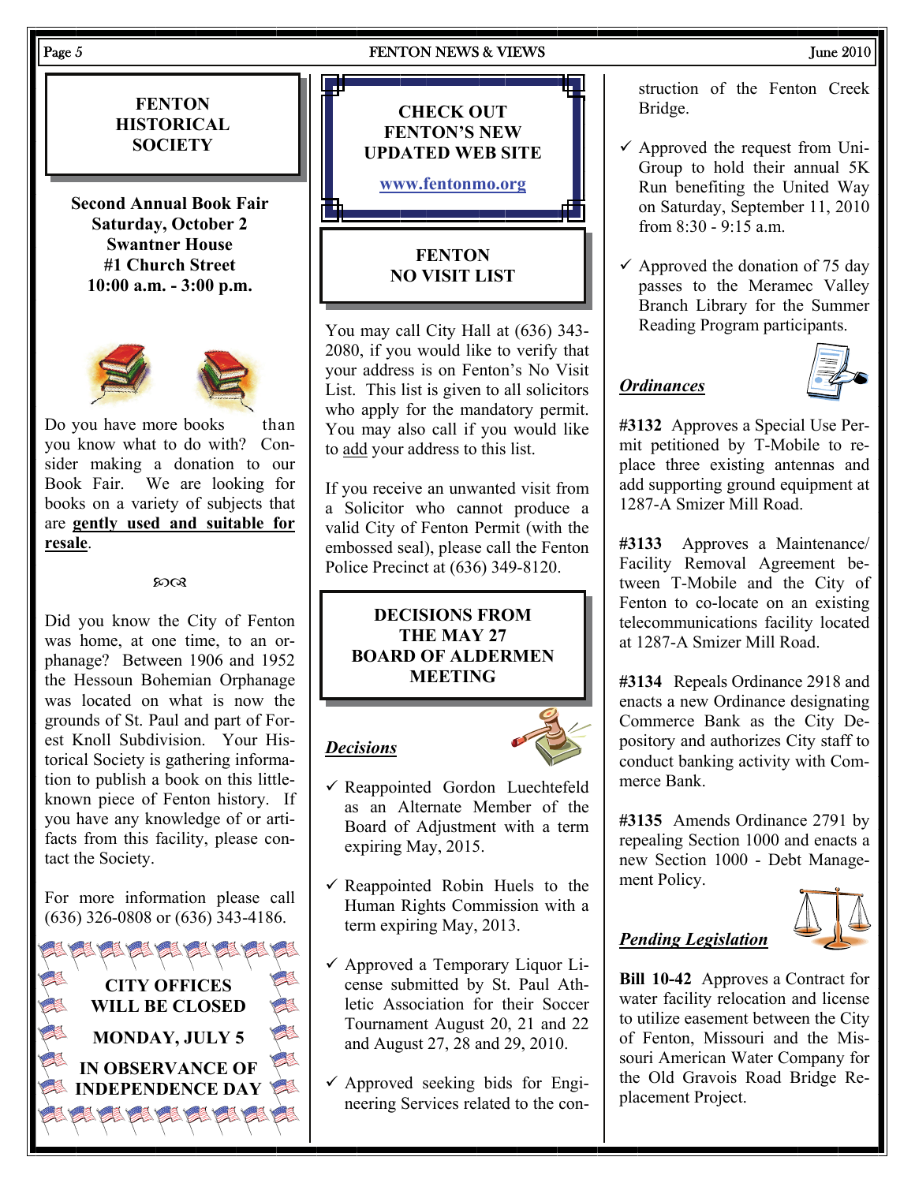## FENTON HISTORICAL SOCIETY

**Second Annual Book Fair**
**Saturday, October 2**
**Swantner House**
**#1 Church Street**
**10:00 a.m. - 3:00 p.m.**

Do you have more books than you know what to do with? Consider making a donation to our Book Fair. We are looking for books on a variety of subjects that are **gently used and suitable for resale**.

Did you know the City of Fenton was home, at one time, to an orphanage? Between 1906 and 1952 the Hessoun Bohemian Orphanage was located on what is now the grounds of St. Paul and part of Forest Knoll Subdivision. Your Historical Society is gathering information to publish a book on this little-known piece of Fenton history. If you have any knowledge of or artifacts from this facility, please contact the Society.

For more information please call (636) 326-0808 or (636) 343-4186.

**CITY OFFICES WILL BE CLOSED**

**MONDAY, JULY 5**

**IN OBSERVANCE OF INDEPENDENCE DAY**

## CHECK OUT FENTON'S NEW UPDATED WEB SITE

**www.fentonmo.org**

## FENTON NO VISIT LIST

You may call City Hall at (636) 343-2080, if you would like to verify that your address is on Fenton's No Visit List. This list is given to all solicitors who apply for the mandatory permit. You may also call if you would like to add your address to this list.

If you receive an unwanted visit from a Solicitor who cannot produce a valid City of Fenton Permit (with the embossed seal), please call the Fenton Police Precinct at (636) 349-8120.

## DECISIONS FROM THE MAY 27 BOARD OF ALDERMEN MEETING

### *Decisions*

- ✓ Reappointed Gordon Luechtefeld as an Alternate Member of the Board of Adjustment with a term expiring May, 2015.
- ✓ Reappointed Robin Huels to the Human Rights Commission with a term expiring May, 2013.
- ✓ Approved a Temporary Liquor License submitted by St. Paul Athletic Association for their Soccer Tournament August 20, 21 and 22 and August 27, 28 and 29, 2010.
- ✓ Approved seeking bids for Engineering Services related to the construction of the Fenton Creek Bridge.
- ✓ Approved the request from UniGroup to hold their annual 5K Run benefiting the United Way on Saturday, September 11, 2010 from 8:30 - 9:15 a.m.
- ✓ Approved the donation of 75 day passes to the Meramec Valley Branch Library for the Summer Reading Program participants.

### *Ordinances*

**#3132** Approves a Special Use Permit petitioned by T-Mobile to replace three existing antennas and add supporting ground equipment at 1287-A Smizer Mill Road.

**#3133** Approves a Maintenance/ Facility Removal Agreement between T-Mobile and the City of Fenton to co-locate on an existing telecommunications facility located at 1287-A Smizer Mill Road.

**#3134** Repeals Ordinance 2918 and enacts a new Ordinance designating Commerce Bank as the City Depository and authorizes City staff to conduct banking activity with Commerce Bank.

**#3135** Amends Ordinance 2791 by repealing Section 1000 and enacts a new Section 1000 - Debt Management Policy.

### *Pending Legislation*

**Bill 10-42** Approves a Contract for water facility relocation and license to utilize easement between the City of Fenton, Missouri and the Missouri American Water Company for the Old Gravois Road Bridge Replacement Project.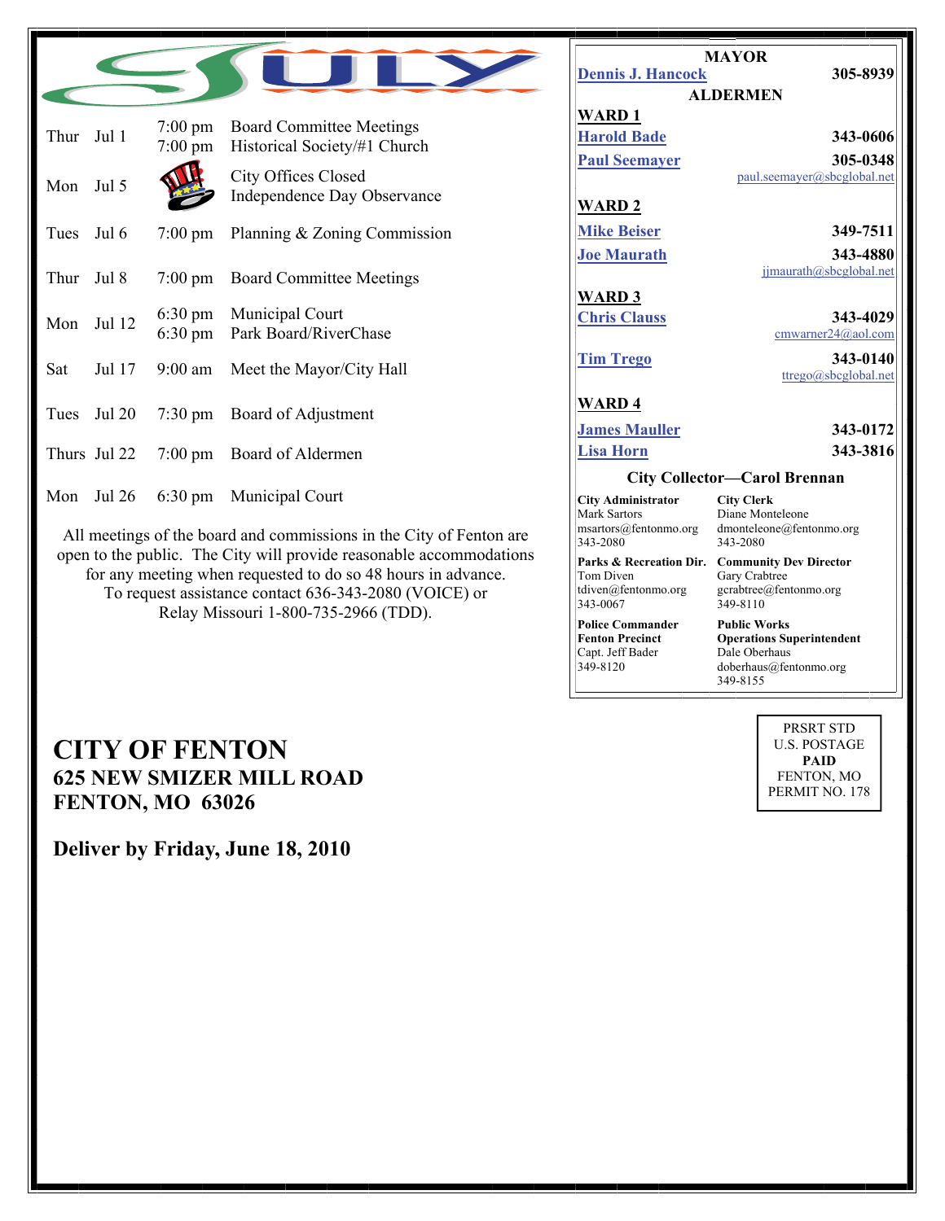# JULY

| | | | |
|---|---|---|---|
| Thur | Jul 1 | 7:00 pm<br>7:00 pm | Board Committee Meetings<br>Historical Society/#1 Church |
| Mon | Jul 5 | | City Offices Closed<br>Independence Day Observance |
| Tues | Jul 6 | 7:00 pm | Planning & Zoning Commission |
| Thur | Jul 8 | 7:00 pm | Board Committee Meetings |
| Mon | Jul 12 | 6:30 pm<br>6:30 pm | Municipal Court<br>Park Board/RiverChase |
| Sat | Jul 17 | 9:00 am | Meet the Mayor/City Hall |
| Tues | Jul 20 | 7:30 pm | Board of Adjustment |
| Thurs | Jul 22 | 7:00 pm | Board of Aldermen |
| Mon | Jul 26 | 6:30 pm | Municipal Court |

All meetings of the board and commissions in the City of Fenton are open to the public. The City will provide reasonable accommodations for any meeting when requested to do so 48 hours in advance. To request assistance contact 636-343-2080 (VOICE) or Relay Missouri 1-800-735-2966 (TDD).

**MAYOR**

**Dennis J. Hancock** — **305-8939**

**ALDERMEN**

**WARD 1**

**Harold Bade** — **343-0606**

**Paul Seemayer** — **305-0348**
paul.seemayer@sbcglobal.net

**WARD 2**

**Mike Beiser** — **349-7511**

**Joe Maurath** — **343-4880**
jjmaurath@sbcglobal.net

**WARD 3**

**Chris Clauss** — **343-4029**
cmwarner24@aol.com

**Tim Trego** — **343-0140**
ttrego@sbcglobal.net

**WARD 4**

**James Mauller** — **343-0172**

**Lisa Horn** — **343-3816**

**City Collector—Carol Brennan**

| | |
|---|---|
| **City Administrator**<br>Mark Sartors<br>msartors@fentonmo.org<br>343-2080 | **City Clerk**<br>Diane Monteleone<br>dmonteleone@fentonmo.org<br>343-2080 |
| **Parks & Recreation Dir.**<br>Tom Diven<br>tdiven@fentonmo.org<br>343-0067 | **Community Dev Director**<br>Gary Crabtree<br>gcrabtree@fentonmo.org<br>349-8110 |
| **Police Commander Fenton Precinct**<br>Capt. Jeff Bader<br>349-8120 | **Public Works Operations Superintendent**<br>Dale Oberhaus<br>doberhaus@fentonmo.org<br>349-8155 |

PRSRT STD
U.S. POSTAGE
**PAID**
FENTON, MO
PERMIT NO. 178

# CITY OF FENTON
## 625 NEW SMIZER MILL ROAD
## FENTON, MO 63026

**Deliver by Friday, June 18, 2010**